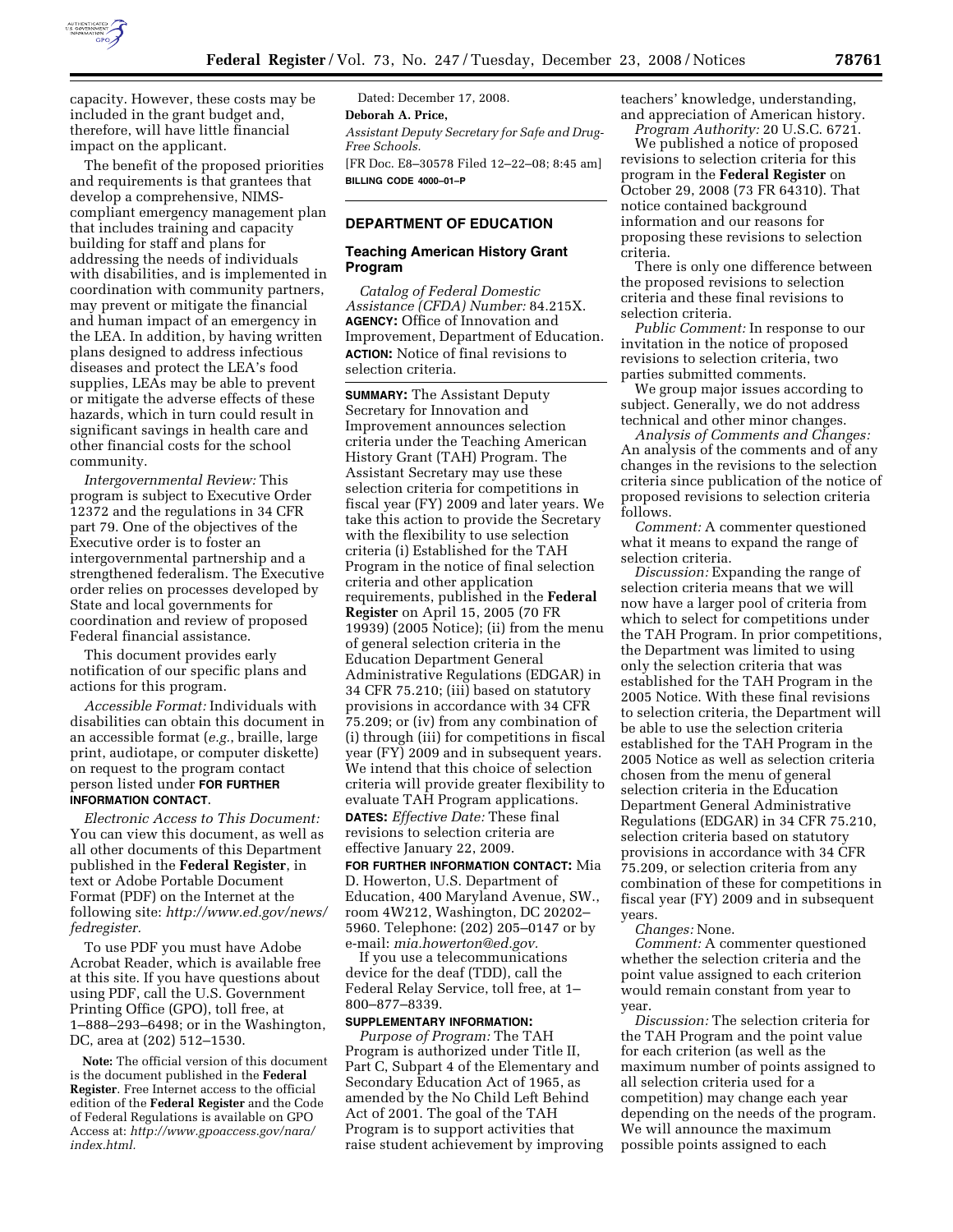capacity. However, these costs may be included in the grant budget and, therefore, will have little financial impact on the applicant.

The benefit of the proposed priorities and requirements is that grantees that develop a comprehensive, NIMS-compliant emergency management plan that includes training and capacity building for staff and plans for addressing the needs of individuals with disabilities, and is implemented in coordination with community partners, may prevent or mitigate the financial and human impact of an emergency in the LEA. In addition, by having written plans designed to address infectious diseases and protect the LEA's food supplies, LEAs may be able to prevent or mitigate the adverse effects of these hazards, which in turn could result in significant savings in health care and other financial costs for the school community.

*Intergovernmental Review:* This program is subject to Executive Order 12372 and the regulations in 34 CFR part 79. One of the objectives of the Executive order is to foster an intergovernmental partnership and a strengthened federalism. The Executive order relies on processes developed by State and local governments for coordination and review of proposed Federal financial assistance.

This document provides early notification of our specific plans and actions for this program.

*Accessible Format:* Individuals with disabilities can obtain this document in an accessible format (*e.g.*, braille, large print, audiotape, or computer diskette) on request to the program contact person listed under **FOR FURTHER INFORMATION CONTACT**.

*Electronic Access to This Document:* You can view this document, as well as all other documents of this Department published in the **Federal Register**, in text or Adobe Portable Document Format (PDF) on the Internet at the following site: *http://www.ed.gov/news/fedregister*.

To use PDF you must have Adobe Acrobat Reader, which is available free at this site. If you have questions about using PDF, call the U.S. Government Printing Office (GPO), toll free, at 1–888–293–6498; or in the Washington, DC, area at (202) 512–1530.

**Note:** The official version of this document is the document published in the **Federal Register**. Free Internet access to the official edition of the **Federal Register** and the Code of Federal Regulations is available on GPO Access at: *http://www.gpoaccess.gov/nara/index.html*.

Dated: December 17, 2008.

**Deborah A. Price,**

*Assistant Deputy Secretary for Safe and Drug-Free Schools.*

[FR Doc. E8–30578 Filed 12–22–08; 8:45 am]

**BILLING CODE 4000–01–P**

## DEPARTMENT OF EDUCATION

### Teaching American History Grant Program

*Catalog of Federal Domestic Assistance (CFDA) Number:* 84.215X.

**AGENCY:** Office of Innovation and Improvement, Department of Education.

**ACTION:** Notice of final revisions to selection criteria.

**SUMMARY:** The Assistant Deputy Secretary for Innovation and Improvement announces selection criteria under the Teaching American History Grant (TAH) Program. The Assistant Secretary may use these selection criteria for competitions in fiscal year (FY) 2009 and later years. We take this action to provide the Secretary with the flexibility to use selection criteria (i) Established for the TAH Program in the notice of final selection criteria and other application requirements, published in the **Federal Register** on April 15, 2005 (70 FR 19939) (2005 Notice); (ii) from the menu of general selection criteria in the Education Department General Administrative Regulations (EDGAR) in 34 CFR 75.210; (iii) based on statutory provisions in accordance with 34 CFR 75.209; or (iv) from any combination of (i) through (iii) for competitions in fiscal year (FY) 2009 and in subsequent years. We intend that this choice of selection criteria will provide greater flexibility to evaluate TAH Program applications.

**DATES:** *Effective Date:* These final revisions to selection criteria are effective January 22, 2009.

**FOR FURTHER INFORMATION CONTACT:** Mia D. Howerton, U.S. Department of Education, 400 Maryland Avenue, SW., room 4W212, Washington, DC 20202–5960. Telephone: (202) 205–0147 or by e-mail: *mia.howerton@ed.gov*.

If you use a telecommunications device for the deaf (TDD), call the Federal Relay Service, toll free, at 1–800–877–8339.

**SUPPLEMENTARY INFORMATION:**

*Purpose of Program:* The TAH Program is authorized under Title II, Part C, Subpart 4 of the Elementary and Secondary Education Act of 1965, as amended by the No Child Left Behind Act of 2001. The goal of the TAH Program is to support activities that raise student achievement by improving teachers' knowledge, understanding, and appreciation of American history.

*Program Authority:* 20 U.S.C. 6721.

We published a notice of proposed revisions to selection criteria for this program in the **Federal Register** on October 29, 2008 (73 FR 64310). That notice contained background information and our reasons for proposing these revisions to selection criteria.

There is only one difference between the proposed revisions to selection criteria and these final revisions to selection criteria.

*Public Comment:* In response to our invitation in the notice of proposed revisions to selection criteria, two parties submitted comments.

We group major issues according to subject. Generally, we do not address technical and other minor changes.

*Analysis of Comments and Changes:* An analysis of the comments and of any changes in the revisions to the selection criteria since publication of the notice of proposed revisions to selection criteria follows.

*Comment:* A commenter questioned what it means to expand the range of selection criteria.

*Discussion:* Expanding the range of selection criteria means that we will now have a larger pool of criteria from which to select for competitions under the TAH Program. In prior competitions, the Department was limited to using only the selection criteria that was established for the TAH Program in the 2005 Notice. With these final revisions to selection criteria, the Department will be able to use the selection criteria established for the TAH Program in the 2005 Notice as well as selection criteria chosen from the menu of general selection criteria in the Education Department General Administrative Regulations (EDGAR) in 34 CFR 75.210, selection criteria based on statutory provisions in accordance with 34 CFR 75.209, or selection criteria from any combination of these for competitions in fiscal year (FY) 2009 and in subsequent years.

*Changes:* None.

*Comment:* A commenter questioned whether the selection criteria and the point value assigned to each criterion would remain constant from year to year.

*Discussion:* The selection criteria for the TAH Program and the point value for each criterion (as well as the maximum number of points assigned to all selection criteria used for a competition) may change each year depending on the needs of the program. We will announce the maximum possible points assigned to each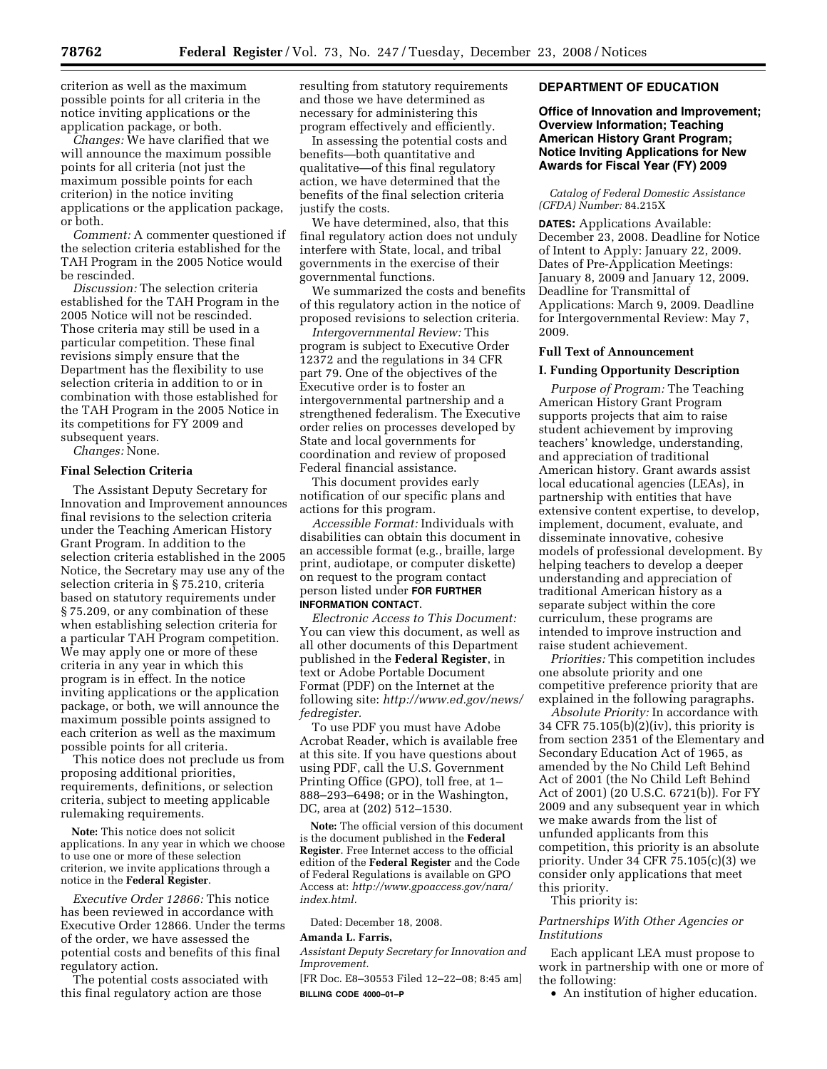criterion as well as the maximum possible points for all criteria in the notice inviting applications or the application package, or both.

*Changes:* We have clarified that we will announce the maximum possible points for all criteria (not just the maximum possible points for each criterion) in the notice inviting applications or the application package, or both.

*Comment:* A commenter questioned if the selection criteria established for the TAH Program in the 2005 Notice would be rescinded.

*Discussion:* The selection criteria established for the TAH Program in the 2005 Notice will not be rescinded. Those criteria may still be used in a particular competition. These final revisions simply ensure that the Department has the flexibility to use selection criteria in addition to or in combination with those established for the TAH Program in the 2005 Notice in its competitions for FY 2009 and subsequent years.

*Changes:* None.

### Final Selection Criteria

The Assistant Deputy Secretary for Innovation and Improvement announces final revisions to the selection criteria under the Teaching American History Grant Program. In addition to the selection criteria established in the 2005 Notice, the Secretary may use any of the selection criteria in § 75.210, criteria based on statutory requirements under § 75.209, or any combination of these when establishing selection criteria for a particular TAH Program competition. We may apply one or more of these criteria in any year in which this program is in effect. In the notice inviting applications or the application package, or both, we will announce the maximum possible points assigned to each criterion as well as the maximum possible points for all criteria.

This notice does not preclude us from proposing additional priorities, requirements, definitions, or selection criteria, subject to meeting applicable rulemaking requirements.

**Note:** This notice does not solicit applications. In any year in which we choose to use one or more of these selection criterion, we invite applications through a notice in the **Federal Register**.

*Executive Order 12866:* This notice has been reviewed in accordance with Executive Order 12866. Under the terms of the order, we have assessed the potential costs and benefits of this final regulatory action.

The potential costs associated with this final regulatory action are those resulting from statutory requirements and those we have determined as necessary for administering this program effectively and efficiently.

In assessing the potential costs and benefits—both quantitative and qualitative—of this final regulatory action, we have determined that the benefits of the final selection criteria justify the costs.

We have determined, also, that this final regulatory action does not unduly interfere with State, local, and tribal governments in the exercise of their governmental functions.

We summarized the costs and benefits of this regulatory action in the notice of proposed revisions to selection criteria.

*Intergovernmental Review:* This program is subject to Executive Order 12372 and the regulations in 34 CFR part 79. One of the objectives of the Executive order is to foster an intergovernmental partnership and a strengthened federalism. The Executive order relies on processes developed by State and local governments for coordination and review of proposed Federal financial assistance.

This document provides early notification of our specific plans and actions for this program.

*Accessible Format:* Individuals with disabilities can obtain this document in an accessible format (e.g., braille, large print, audiotape, or computer diskette) on request to the program contact person listed under **FOR FURTHER INFORMATION CONTACT**.

*Electronic Access to This Document:* You can view this document, as well as all other documents of this Department published in the **Federal Register**, in text or Adobe Portable Document Format (PDF) on the Internet at the following site: *http://www.ed.gov/news/fedregister*.

To use PDF you must have Adobe Acrobat Reader, which is available free at this site. If you have questions about using PDF, call the U.S. Government Printing Office (GPO), toll free, at 1–888–293–6498; or in the Washington, DC, area at (202) 512–1530.

**Note:** The official version of this document is the document published in the **Federal Register**. Free Internet access to the official edition of the **Federal Register** and the Code of Federal Regulations is available on GPO Access at: *http://www.gpoaccess.gov/nara/index.html*.

Dated: December 18, 2008.

**Amanda L. Farris,**

*Assistant Deputy Secretary for Innovation and Improvement.*

[FR Doc. E8–30553 Filed 12–22–08; 8:45 am]

**BILLING CODE 4000–01–P**

## DEPARTMENT OF EDUCATION

### Office of Innovation and Improvement; Overview Information; Teaching American History Grant Program; Notice Inviting Applications for New Awards for Fiscal Year (FY) 2009

*Catalog of Federal Domestic Assistance (CFDA) Number:* 84.215X

**DATES:** Applications Available: December 23, 2008. Deadline for Notice of Intent to Apply: January 22, 2009. Dates of Pre-Application Meetings: January 8, 2009 and January 12, 2009. Deadline for Transmittal of Applications: March 9, 2009. Deadline for Intergovernmental Review: May 7, 2009.

### Full Text of Announcement

### I. Funding Opportunity Description

*Purpose of Program:* The Teaching American History Grant Program supports projects that aim to raise student achievement by improving teachers' knowledge, understanding, and appreciation of traditional American history. Grant awards assist local educational agencies (LEAs), in partnership with entities that have extensive content expertise, to develop, implement, document, evaluate, and disseminate innovative, cohesive models of professional development. By helping teachers to develop a deeper understanding and appreciation of traditional American history as a separate subject within the core curriculum, these programs are intended to improve instruction and raise student achievement.

*Priorities:* This competition includes one absolute priority and one competitive preference priority that are explained in the following paragraphs.

*Absolute Priority:* In accordance with 34 CFR 75.105(b)(2)(iv), this priority is from section 2351 of the Elementary and Secondary Education Act of 1965, as amended by the No Child Left Behind Act of 2001 (the No Child Left Behind Act of 2001) (20 U.S.C. 6721(b)). For FY 2009 and any subsequent year in which we make awards from the list of unfunded applicants from this competition, this priority is an absolute priority. Under 34 CFR 75.105(c)(3) we consider only applications that meet this priority.

This priority is:

*Partnerships With Other Agencies or Institutions*

Each applicant LEA must propose to work in partnership with one or more of the following:

- An institution of higher education.